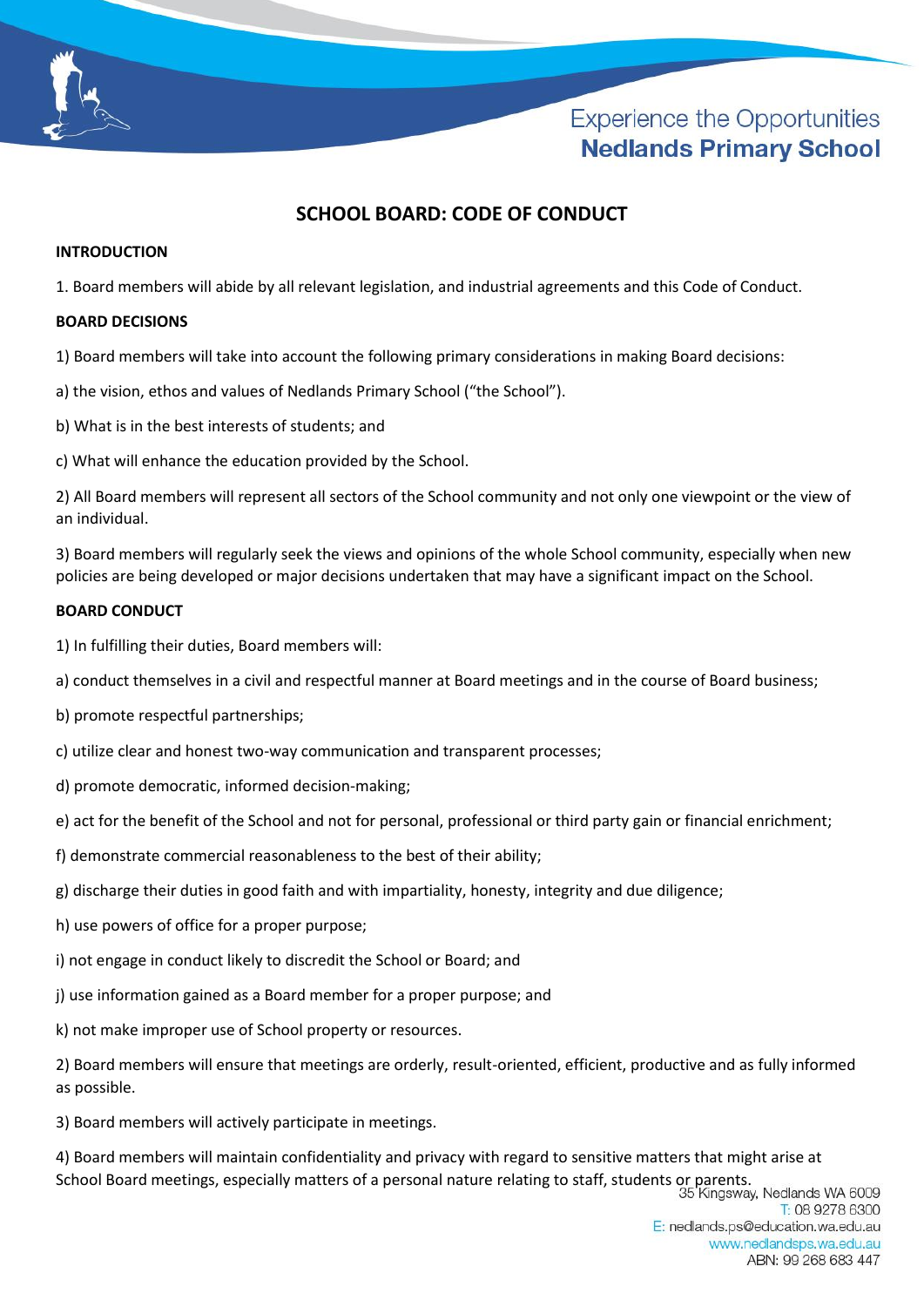# SCHOOL BOARD: CODE OF CONDUCT

**INTRODUCTION**

1. Board members will abide by all relevant legislation, and industrial agreements and this Code of Conduct.

**BOARD DECISIONS**

1) Board members will take into account the following primary considerations in making Board decisions:

a) the vision, ethos and values of Nedlands Primary School ("the School").

b) What is in the best interests of students; and

c) What will enhance the education provided by the School.

2) All Board members will represent all sectors of the School community and not only one viewpoint or the view of an individual.

3) Board members will regularly seek the views and opinions of the whole School community, especially when new policies are being developed or major decisions undertaken that may have a significant impact on the School.

**BOARD CONDUCT**

1) In fulfilling their duties, Board members will:

a) conduct themselves in a civil and respectful manner at Board meetings and in the course of Board business;

b) promote respectful partnerships;

c) utilize clear and honest two-way communication and transparent processes;

d) promote democratic, informed decision-making;

e) act for the benefit of the School and not for personal, professional or third party gain or financial enrichment;

f) demonstrate commercial reasonableness to the best of their ability;

g) discharge their duties in good faith and with impartiality, honesty, integrity and due diligence;

h) use powers of office for a proper purpose;

i) not engage in conduct likely to discredit the School or Board; and

j) use information gained as a Board member for a proper purpose; and

k) not make improper use of School property or resources.

2) Board members will ensure that meetings are orderly, result-oriented, efficient, productive and as fully informed as possible.

3) Board members will actively participate in meetings.

4) Board members will maintain confidentiality and privacy with regard to sensitive matters that might arise at School Board meetings, especially matters of a personal nature relating to staff, students or parents.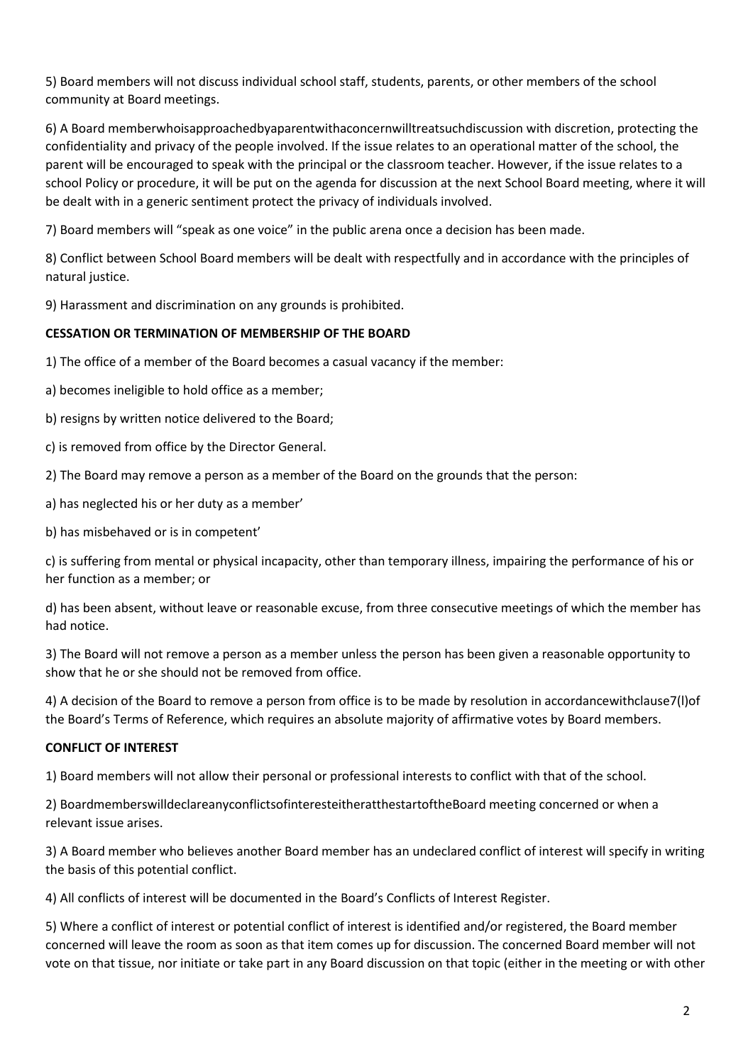5) Board members will not discuss individual school staff, students, parents, or other members of the school community at Board meetings.

6) A Board memberwhoisapproachedbyaparentwithaconcernwilltreatsuchdiscussion with discretion, protecting the confidentiality and privacy of the people involved. If the issue relates to an operational matter of the school, the parent will be encouraged to speak with the principal or the classroom teacher. However, if the issue relates to a school Policy or procedure, it will be put on the agenda for discussion at the next School Board meeting, where it will be dealt with in a generic sentiment protect the privacy of individuals involved.

7) Board members will "speak as one voice" in the public arena once a decision has been made.

8) Conflict between School Board members will be dealt with respectfully and in accordance with the principles of natural justice.

9) Harassment and discrimination on any grounds is prohibited.

**CESSATION OR TERMINATION OF MEMBERSHIP OF THE BOARD**

1) The office of a member of the Board becomes a casual vacancy if the member:

a) becomes ineligible to hold office as a member;

b) resigns by written notice delivered to the Board;

c) is removed from office by the Director General.

2) The Board may remove a person as a member of the Board on the grounds that the person:

a) has neglected his or her duty as a member'

b) has misbehaved or is in competent'

c) is suffering from mental or physical incapacity, other than temporary illness, impairing the performance of his or her function as a member; or

d) has been absent, without leave or reasonable excuse, from three consecutive meetings of which the member has had notice.

3) The Board will not remove a person as a member unless the person has been given a reasonable opportunity to show that he or she should not be removed from office.

4) A decision of the Board to remove a person from office is to be made by resolution in accordancewithclause7(l)of the Board's Terms of Reference, which requires an absolute majority of affirmative votes by Board members.

**CONFLICT OF INTEREST**

1) Board members will not allow their personal or professional interests to conflict with that of the school.

2) BoardmemberswilldeclareanyconflictsofinteresteitheratthestartoftheBoard meeting concerned or when a relevant issue arises.

3) A Board member who believes another Board member has an undeclared conflict of interest will specify in writing the basis of this potential conflict.

4) All conflicts of interest will be documented in the Board's Conflicts of Interest Register.

5) Where a conflict of interest or potential conflict of interest is identified and/or registered, the Board member concerned will leave the room as soon as that item comes up for discussion. The concerned Board member will not vote on that tissue, nor initiate or take part in any Board discussion on that topic (either in the meeting or with other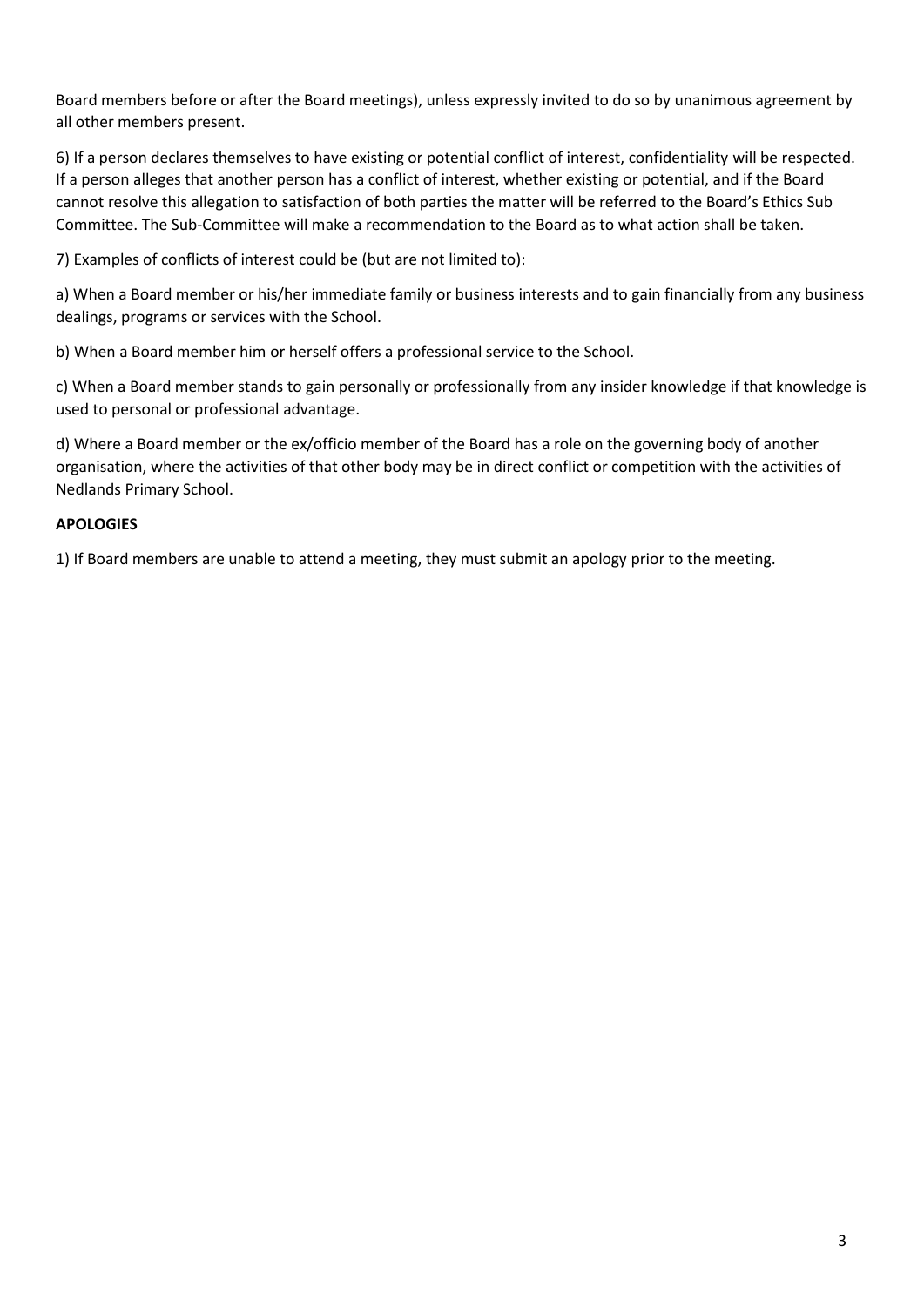Board members before or after the Board meetings), unless expressly invited to do so by unanimous agreement by all other members present.

6) If a person declares themselves to have existing or potential conflict of interest, confidentiality will be respected. If a person alleges that another person has a conflict of interest, whether existing or potential, and if the Board cannot resolve this allegation to satisfaction of both parties the matter will be referred to the Board's Ethics Sub Committee. The Sub-Committee will make a recommendation to the Board as to what action shall be taken.

7) Examples of conflicts of interest could be (but are not limited to):

a) When a Board member or his/her immediate family or business interests and to gain financially from any business dealings, programs or services with the School.

b) When a Board member him or herself offers a professional service to the School.

c) When a Board member stands to gain personally or professionally from any insider knowledge if that knowledge is used to personal or professional advantage.

d) Where a Board member or the ex/officio member of the Board has a role on the governing body of another organisation, where the activities of that other body may be in direct conflict or competition with the activities of Nedlands Primary School.

**APOLOGIES**

1) If Board members are unable to attend a meeting, they must submit an apology prior to the meeting.